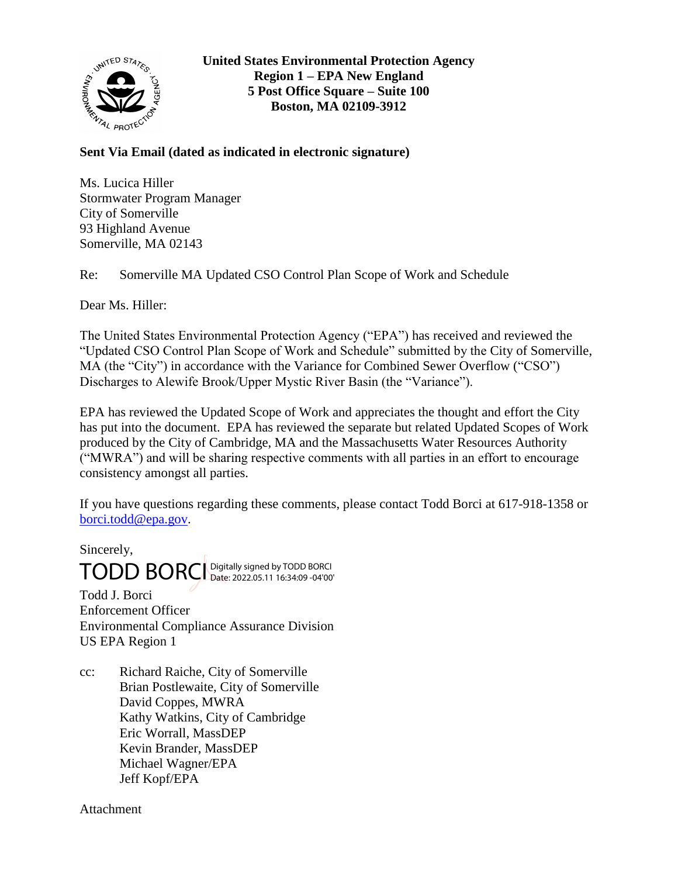**United States Environmental Protection Agency**
**Region 1 – EPA New England**
**5 Post Office Square – Suite 100**
**Boston, MA 02109-3912**

**Sent Via Email (dated as indicated in electronic signature)**

Ms. Lucica Hiller
Stormwater Program Manager
City of Somerville
93 Highland Avenue
Somerville, MA 02143

Re: Somerville MA Updated CSO Control Plan Scope of Work and Schedule

Dear Ms. Hiller:

The United States Environmental Protection Agency ("EPA") has received and reviewed the "Updated CSO Control Plan Scope of Work and Schedule" submitted by the City of Somerville, MA (the "City") in accordance with the Variance for Combined Sewer Overflow ("CSO") Discharges to Alewife Brook/Upper Mystic River Basin (the "Variance").

EPA has reviewed the Updated Scope of Work and appreciates the thought and effort the City has put into the document. EPA has reviewed the separate but related Updated Scopes of Work produced by the City of Cambridge, MA and the Massachusetts Water Resources Authority ("MWRA") and will be sharing respective comments with all parties in an effort to encourage consistency amongst all parties.

If you have questions regarding these comments, please contact Todd Borci at 617-918-1358 or borci.todd@epa.gov.

Sincerely,

TODD BORCI Digitally signed by TODD BORCI Date: 2022.05.11 16:34:09 -04'00'

Todd J. Borci
Enforcement Officer
Environmental Compliance Assurance Division
US EPA Region 1

cc: Richard Raiche, City of Somerville
Brian Postlewaite, City of Somerville
David Coppes, MWRA
Kathy Watkins, City of Cambridge
Eric Worrall, MassDEP
Kevin Brander, MassDEP
Michael Wagner/EPA
Jeff Kopf/EPA

Attachment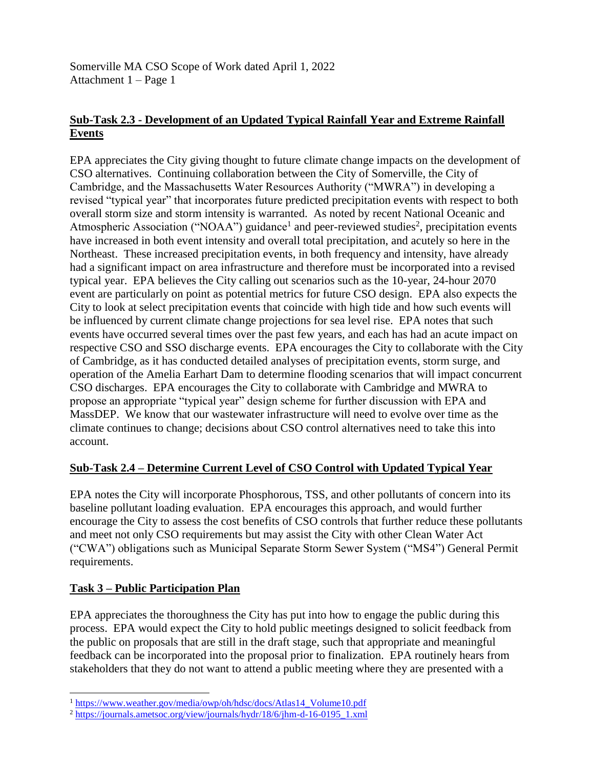Somerville MA CSO Scope of Work dated April 1, 2022
Attachment 1 – Page 1

## Sub-Task 2.3 - Development of an Updated Typical Rainfall Year and Extreme Rainfall Events

EPA appreciates the City giving thought to future climate change impacts on the development of CSO alternatives. Continuing collaboration between the City of Somerville, the City of Cambridge, and the Massachusetts Water Resources Authority ("MWRA") in developing a revised "typical year" that incorporates future predicted precipitation events with respect to both overall storm size and storm intensity is warranted. As noted by recent National Oceanic and Atmospheric Association ("NOAA") guidance[1] and peer-reviewed studies[2], precipitation events have increased in both event intensity and overall total precipitation, and acutely so here in the Northeast. These increased precipitation events, in both frequency and intensity, have already had a significant impact on area infrastructure and therefore must be incorporated into a revised typical year. EPA believes the City calling out scenarios such as the 10-year, 24-hour 2070 event are particularly on point as potential metrics for future CSO design. EPA also expects the City to look at select precipitation events that coincide with high tide and how such events will be influenced by current climate change projections for sea level rise. EPA notes that such events have occurred several times over the past few years, and each has had an acute impact on respective CSO and SSO discharge events. EPA encourages the City to collaborate with the City of Cambridge, as it has conducted detailed analyses of precipitation events, storm surge, and operation of the Amelia Earhart Dam to determine flooding scenarios that will impact concurrent CSO discharges. EPA encourages the City to collaborate with Cambridge and MWRA to propose an appropriate "typical year" design scheme for further discussion with EPA and MassDEP. We know that our wastewater infrastructure will need to evolve over time as the climate continues to change; decisions about CSO control alternatives need to take this into account.

## Sub-Task 2.4 – Determine Current Level of CSO Control with Updated Typical Year

EPA notes the City will incorporate Phosphorous, TSS, and other pollutants of concern into its baseline pollutant loading evaluation. EPA encourages this approach, and would further encourage the City to assess the cost benefits of CSO controls that further reduce these pollutants and meet not only CSO requirements but may assist the City with other Clean Water Act ("CWA") obligations such as Municipal Separate Storm Sewer System ("MS4") General Permit requirements.

## Task 3 – Public Participation Plan

EPA appreciates the thoroughness the City has put into how to engage the public during this process. EPA would expect the City to hold public meetings designed to solicit feedback from the public on proposals that are still in the draft stage, such that appropriate and meaningful feedback can be incorporated into the proposal prior to finalization. EPA routinely hears from stakeholders that they do not want to attend a public meeting where they are presented with a

[1] https://www.weather.gov/media/owp/oh/hdsc/docs/Atlas14_Volume10.pdf

[2] https://journals.ametsoc.org/view/journals/hydr/18/6/jhm-d-16-0195_1.xml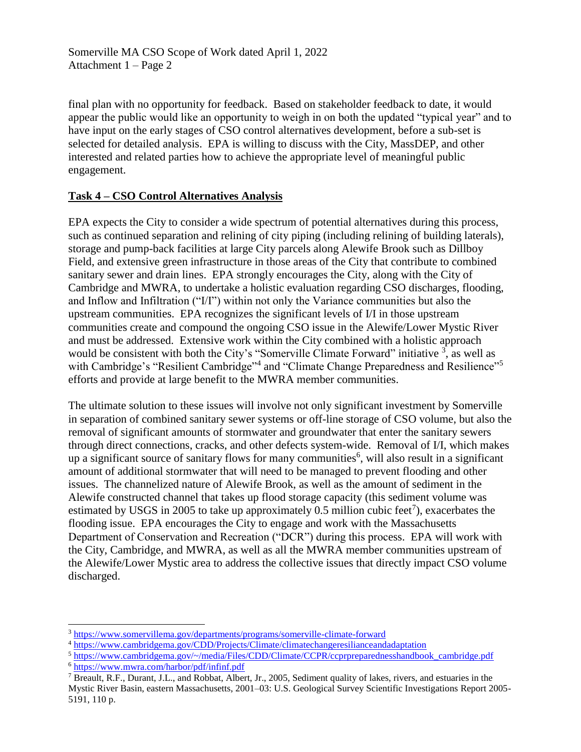final plan with no opportunity for feedback. Based on stakeholder feedback to date, it would appear the public would like an opportunity to weigh in on both the updated "typical year" and to have input on the early stages of CSO control alternatives development, before a sub-set is selected for detailed analysis. EPA is willing to discuss with the City, MassDEP, and other interested and related parties how to achieve the appropriate level of meaningful public engagement.

## **Task 4 – CSO Control Alternatives Analysis**

EPA expects the City to consider a wide spectrum of potential alternatives during this process, such as continued separation and relining of city piping (including relining of building laterals), storage and pump-back facilities at large City parcels along Alewife Brook such as Dillboy Field, and extensive green infrastructure in those areas of the City that contribute to combined sanitary sewer and drain lines. EPA strongly encourages the City, along with the City of Cambridge and MWRA, to undertake a holistic evaluation regarding CSO discharges, flooding, and Inflow and Infiltration ("I/I") within not only the Variance communities but also the upstream communities. EPA recognizes the significant levels of I/I in those upstream communities create and compound the ongoing CSO issue in the Alewife/Lower Mystic River and must be addressed. Extensive work within the City combined with a holistic approach would be consistent with both the City's "Somerville Climate Forward" initiative [3], as well as with Cambridge's "Resilient Cambridge"[4] and "Climate Change Preparedness and Resilience"[5] efforts and provide at large benefit to the MWRA member communities.

The ultimate solution to these issues will involve not only significant investment by Somerville in separation of combined sanitary sewer systems or off-line storage of CSO volume, but also the removal of significant amounts of stormwater and groundwater that enter the sanitary sewers through direct connections, cracks, and other defects system-wide. Removal of I/I, which makes up a significant source of sanitary flows for many communities[6], will also result in a significant amount of additional stormwater that will need to be managed to prevent flooding and other issues. The channelized nature of Alewife Brook, as well as the amount of sediment in the Alewife constructed channel that takes up flood storage capacity (this sediment volume was estimated by USGS in 2005 to take up approximately 0.5 million cubic feet[7]), exacerbates the flooding issue. EPA encourages the City to engage and work with the Massachusetts Department of Conservation and Recreation ("DCR") during this process. EPA will work with the City, Cambridge, and MWRA, as well as all the MWRA member communities upstream of the Alewife/Lower Mystic area to address the collective issues that directly impact CSO volume discharged.

---

[3] https://www.somervillema.gov/departments/programs/somerville-climate-forward

[4] https://www.cambridgema.gov/CDD/Projects/Climate/climatechangeresilianceandadaptation

[5] https://www.cambridgema.gov/~/media/Files/CDD/Climate/CCPR/ccprpreparednesshandbook_cambridge.pdf

[6] https://www.mwra.com/harbor/pdf/infinf.pdf

[7] Breault, R.F., Durant, J.L., and Robbat, Albert, Jr., 2005, Sediment quality of lakes, rivers, and estuaries in the Mystic River Basin, eastern Massachusetts, 2001–03: U.S. Geological Survey Scientific Investigations Report 2005-5191, 110 p.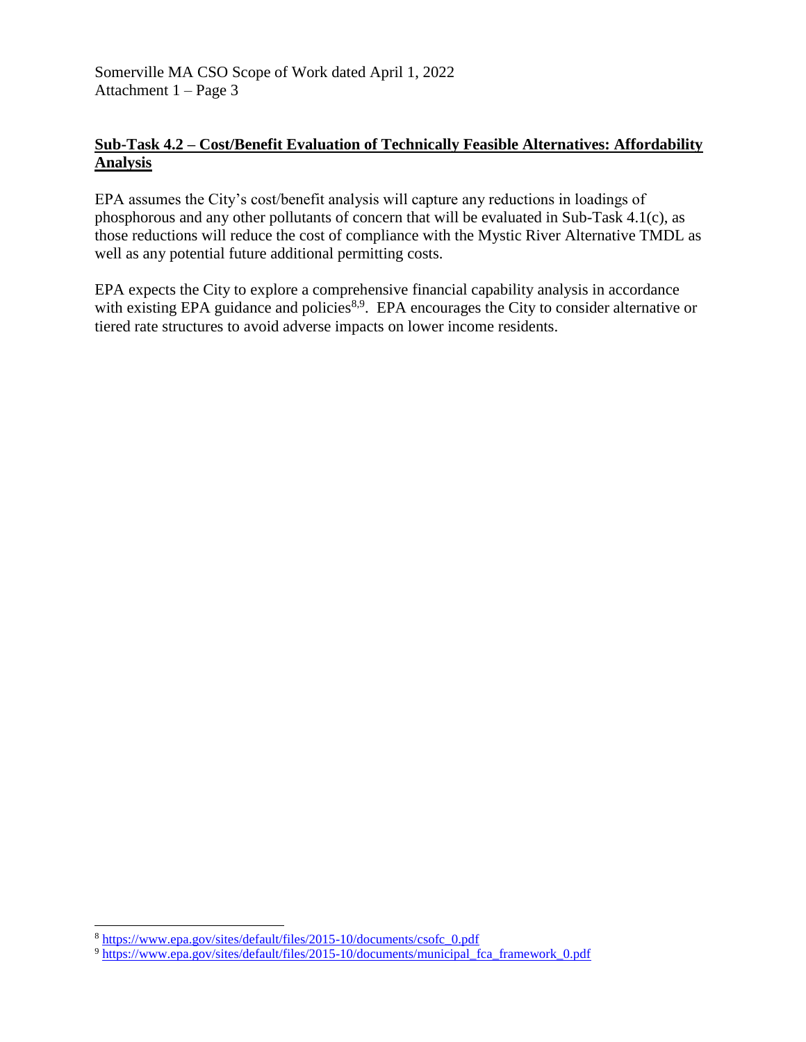## Sub-Task 4.2 – Cost/Benefit Evaluation of Technically Feasible Alternatives: Affordability Analysis

EPA assumes the City's cost/benefit analysis will capture any reductions in loadings of phosphorous and any other pollutants of concern that will be evaluated in Sub-Task 4.1(c), as those reductions will reduce the cost of compliance with the Mystic River Alternative TMDL as well as any potential future additional permitting costs.

EPA expects the City to explore a comprehensive financial capability analysis in accordance with existing EPA guidance and policies[8,9]. EPA encourages the City to consider alternative or tiered rate structures to avoid adverse impacts on lower income residents.

---

[8] https://www.epa.gov/sites/default/files/2015-10/documents/csofc_0.pdf

[9] https://www.epa.gov/sites/default/files/2015-10/documents/municipal_fca_framework_0.pdf